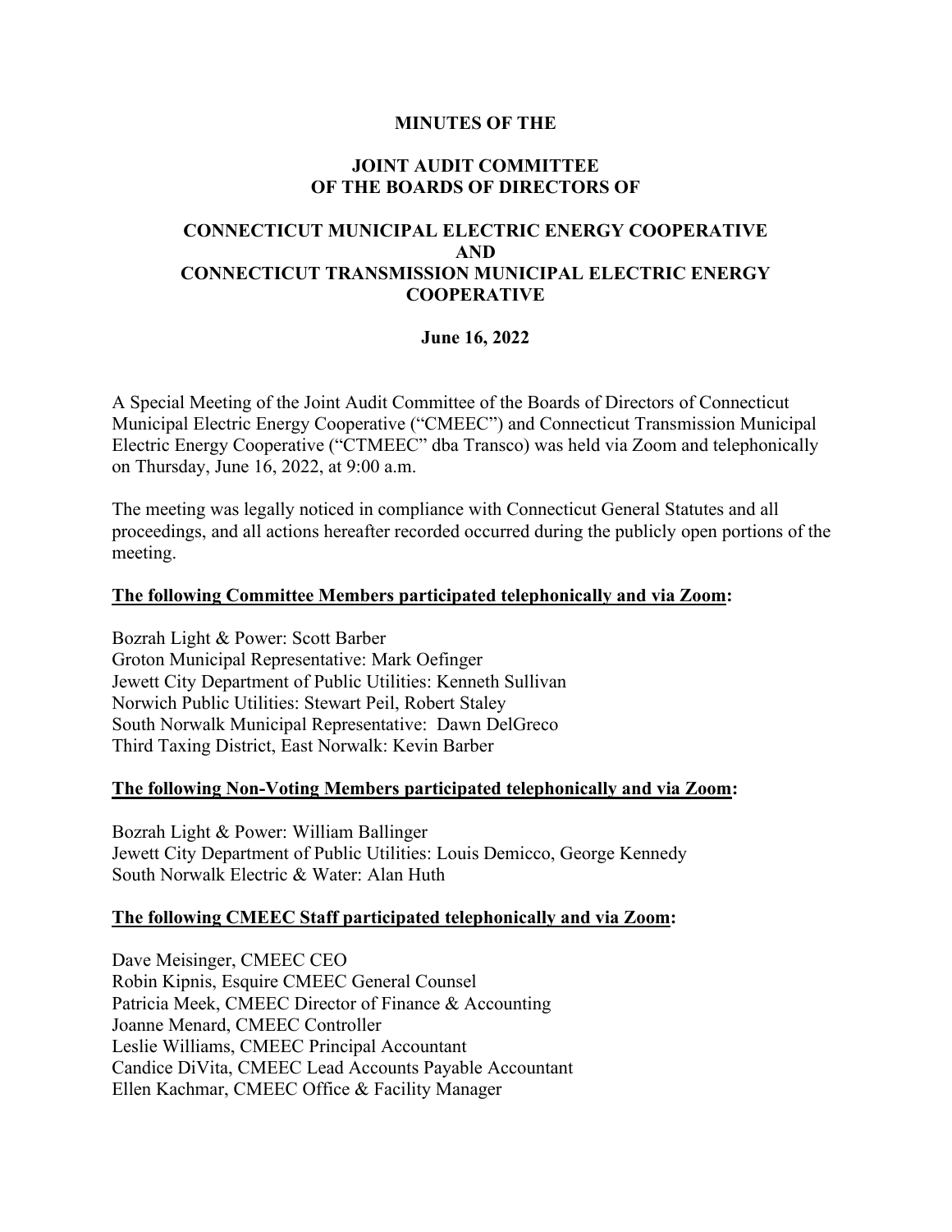**MINUTES OF THE**

**JOINT AUDIT COMMITTEE**
**OF THE BOARDS OF DIRECTORS OF**

**CONNECTICUT MUNICIPAL ELECTRIC ENERGY COOPERATIVE**
**AND**
**CONNECTICUT TRANSMISSION MUNICIPAL ELECTRIC ENERGY COOPERATIVE**

**June 16, 2022**

A Special Meeting of the Joint Audit Committee of the Boards of Directors of Connecticut Municipal Electric Energy Cooperative ("CMEEC") and Connecticut Transmission Municipal Electric Energy Cooperative ("CTMEEC" dba Transco) was held via Zoom and telephonically on Thursday, June 16, 2022, at 9:00 a.m.

The meeting was legally noticed in compliance with Connecticut General Statutes and all proceedings, and all actions hereafter recorded occurred during the publicly open portions of the meeting.

**The following Committee Members participated telephonically and via Zoom:**

Bozrah Light & Power: Scott Barber
Groton Municipal Representative: Mark Oefinger
Jewett City Department of Public Utilities: Kenneth Sullivan
Norwich Public Utilities: Stewart Peil, Robert Staley
South Norwalk Municipal Representative: Dawn DelGreco
Third Taxing District, East Norwalk: Kevin Barber

**The following Non-Voting Members participated telephonically and via Zoom:**

Bozrah Light & Power: William Ballinger
Jewett City Department of Public Utilities: Louis Demicco, George Kennedy
South Norwalk Electric & Water: Alan Huth

**The following CMEEC Staff participated telephonically and via Zoom:**

Dave Meisinger, CMEEC CEO
Robin Kipnis, Esquire CMEEC General Counsel
Patricia Meek, CMEEC Director of Finance & Accounting
Joanne Menard, CMEEC Controller
Leslie Williams, CMEEC Principal Accountant
Candice DiVita, CMEEC Lead Accounts Payable Accountant
Ellen Kachmar, CMEEC Office & Facility Manager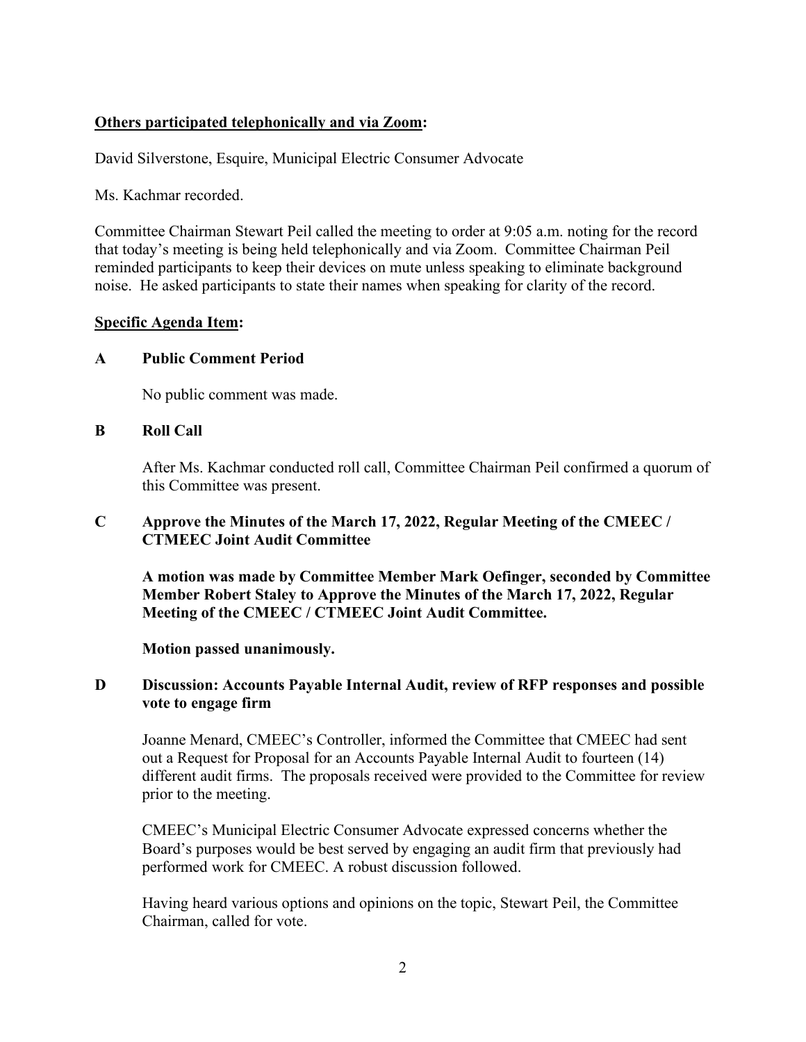**Others participated telephonically and via Zoom:**

David Silverstone, Esquire, Municipal Electric Consumer Advocate

Ms. Kachmar recorded.

Committee Chairman Stewart Peil called the meeting to order at 9:05 a.m. noting for the record that today's meeting is being held telephonically and via Zoom. Committee Chairman Peil reminded participants to keep their devices on mute unless speaking to eliminate background noise. He asked participants to state their names when speaking for clarity of the record.

**Specific Agenda Item:**

**A Public Comment Period**

No public comment was made.

**B Roll Call**

After Ms. Kachmar conducted roll call, Committee Chairman Peil confirmed a quorum of this Committee was present.

**C Approve the Minutes of the March 17, 2022, Regular Meeting of the CMEEC / CTMEEC Joint Audit Committee**

**A motion was made by Committee Member Mark Oefinger, seconded by Committee Member Robert Staley to Approve the Minutes of the March 17, 2022, Regular Meeting of the CMEEC / CTMEEC Joint Audit Committee.**

**Motion passed unanimously.**

**D Discussion: Accounts Payable Internal Audit, review of RFP responses and possible vote to engage firm**

Joanne Menard, CMEEC's Controller, informed the Committee that CMEEC had sent out a Request for Proposal for an Accounts Payable Internal Audit to fourteen (14) different audit firms. The proposals received were provided to the Committee for review prior to the meeting.

CMEEC's Municipal Electric Consumer Advocate expressed concerns whether the Board's purposes would be best served by engaging an audit firm that previously had performed work for CMEEC. A robust discussion followed.

Having heard various options and opinions on the topic, Stewart Peil, the Committee Chairman, called for vote.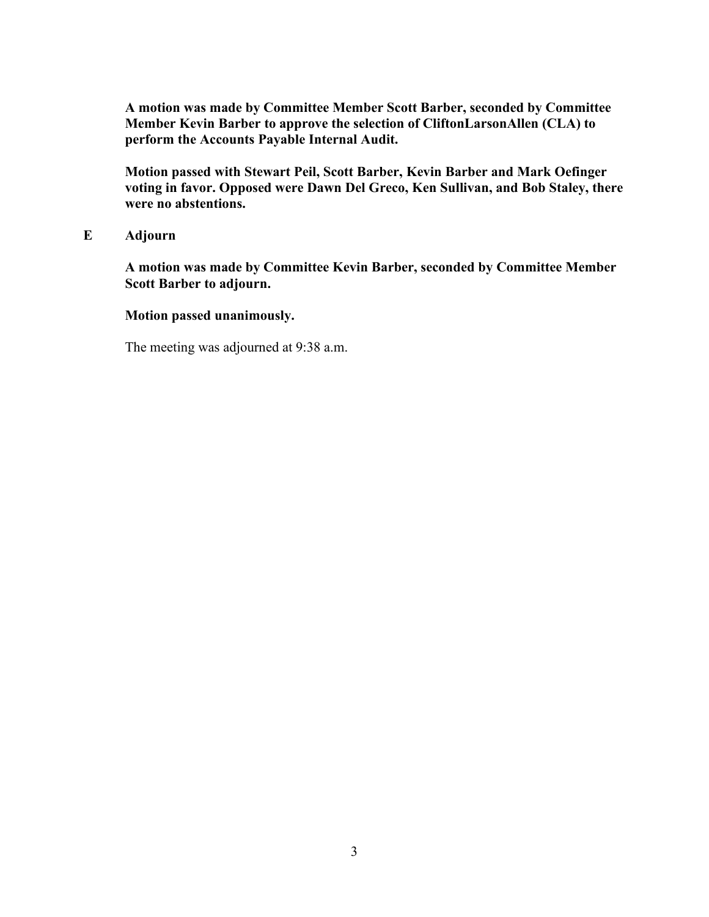**A motion was made by Committee Member Scott Barber, seconded by Committee Member Kevin Barber to approve the selection of CliftonLarsonAllen (CLA) to perform the Accounts Payable Internal Audit.**

**Motion passed with Stewart Peil, Scott Barber, Kevin Barber and Mark Oefinger voting in favor. Opposed were Dawn Del Greco, Ken Sullivan, and Bob Staley, there were no abstentions.**

**E Adjourn**

**A motion was made by Committee Kevin Barber, seconded by Committee Member Scott Barber to adjourn.**

**Motion passed unanimously.**

The meeting was adjourned at 9:38 a.m.